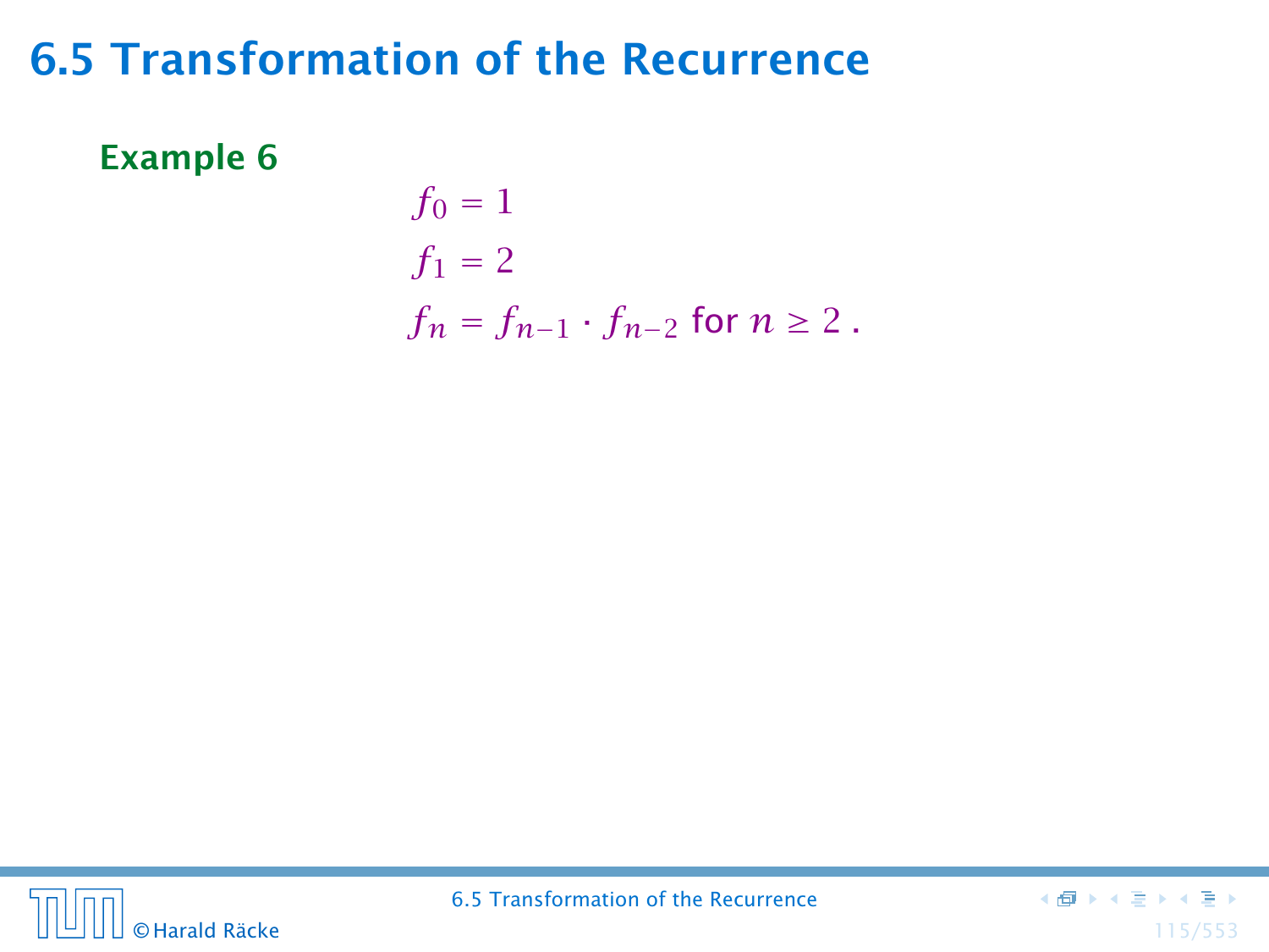# 6.5 Transformation of the Recurrence

**Example 6**

$$
\begin{aligned}
f_0 &= 1 \\
f_1 &= 2 \\
f_n &= f_{n-1} \cdot f_{n-2} \text{ for } n \geq 2 \,.
\end{aligned}
$$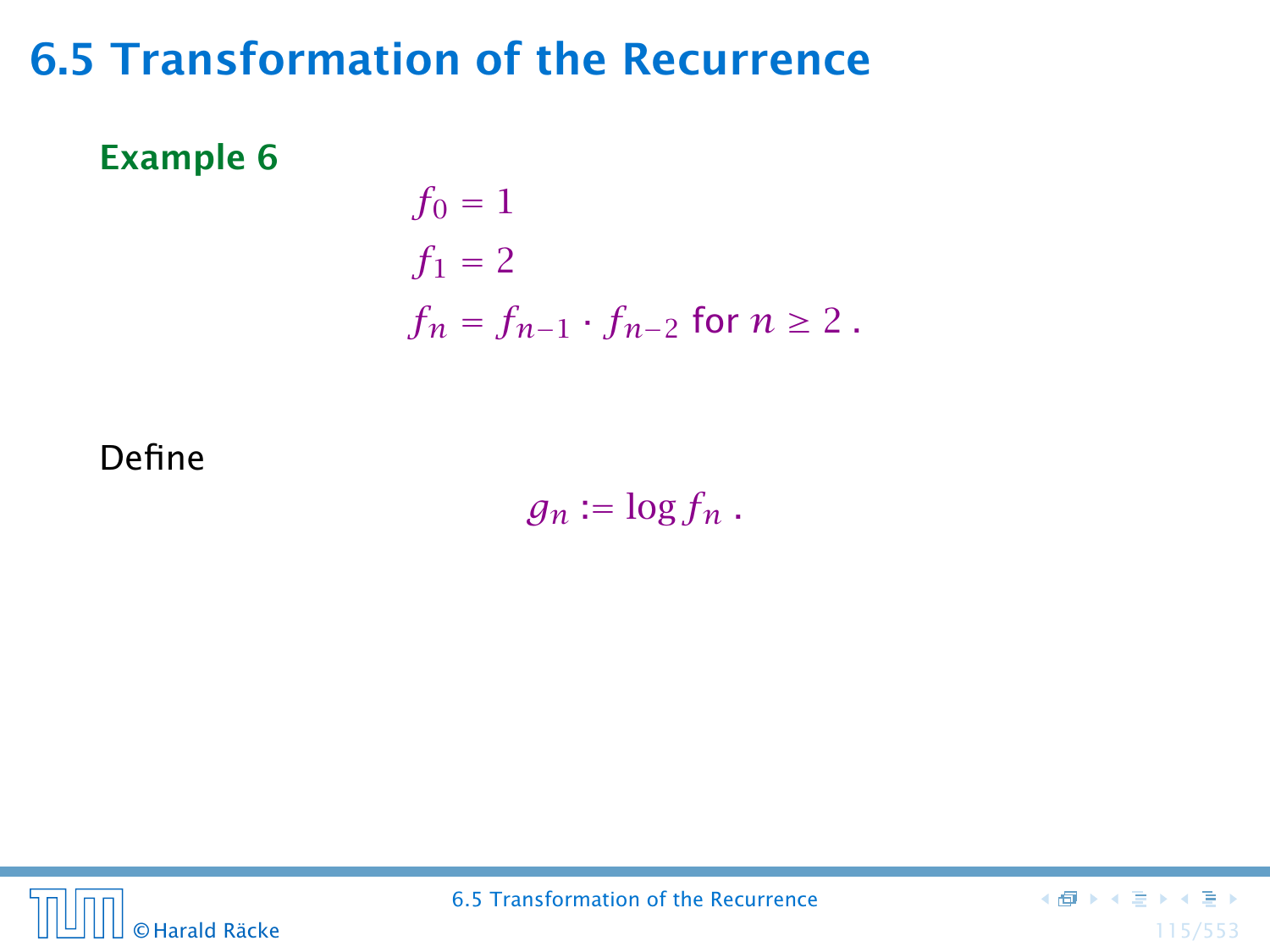# 6.5 Transformation of the Recurrence

**Example 6**

$$
\begin{aligned}
f_0 &= 1 \\
f_1 &= 2 \\
f_n &= f_{n-1} \cdot f_{n-2} \text{ for } n \geq 2 \,.
\end{aligned}
$$

Define

$$
g_n := \log f_n \,.
$$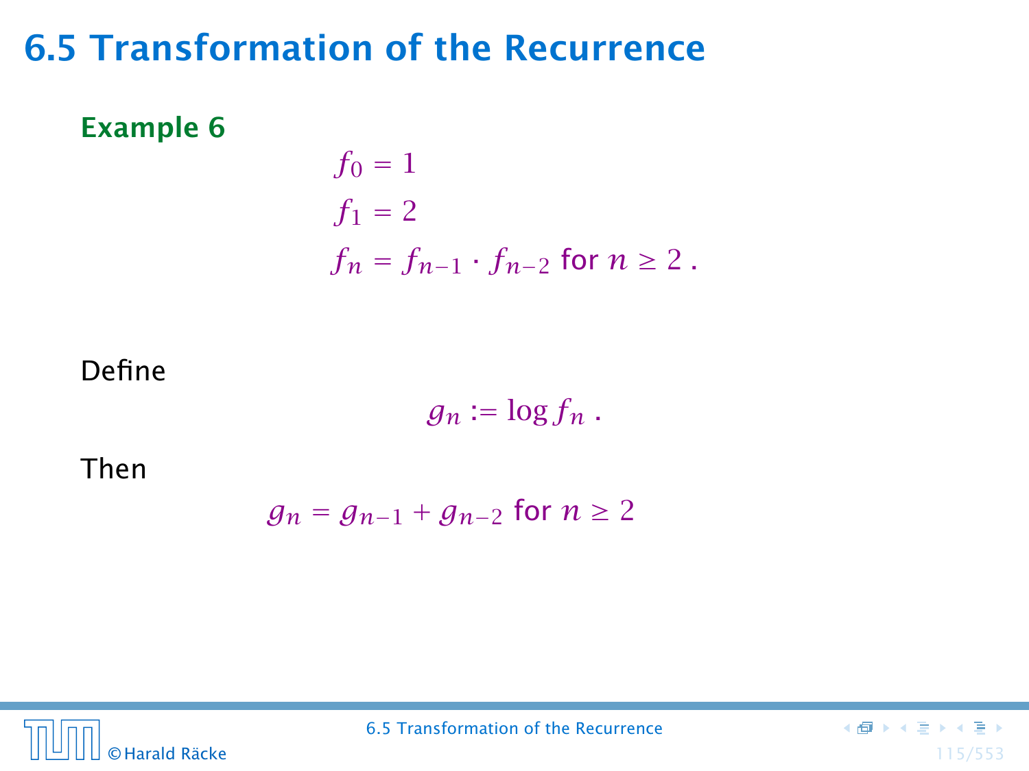## 6.5 Transformation of the Recurrence

**Example 6**

$$
\begin{aligned}
f_0 &= 1 \\
f_1 &= 2 \\
f_n &= f_{n-1} \cdot f_{n-2} \text{ for } n \geq 2 \,.
\end{aligned}
$$

Define

$$g_n := \log f_n \,.$$

Then

$$g_n = g_{n-1} + g_{n-2} \text{ for } n \geq 2$$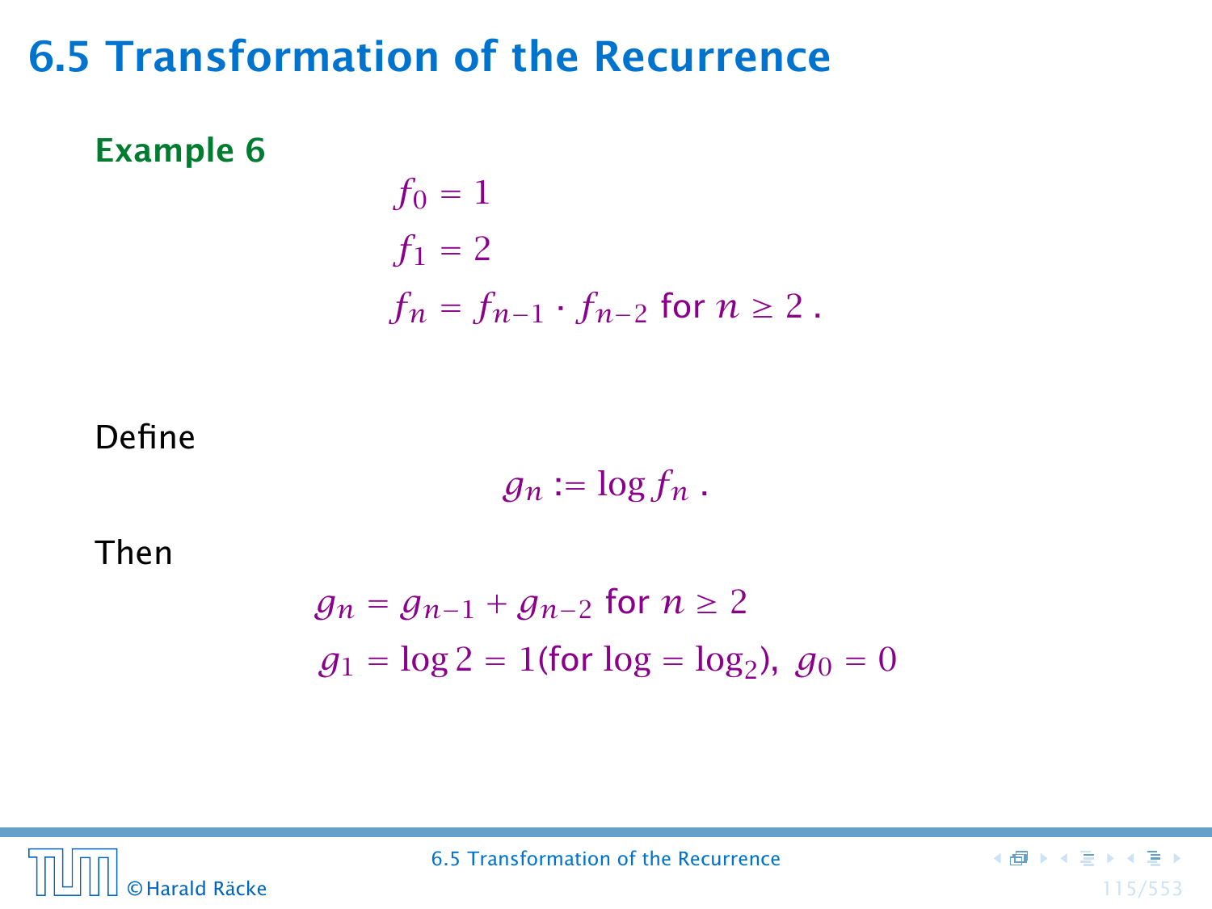## 6.5 Transformation of the Recurrence

**Example 6**

$$
\begin{aligned}
f_0 &= 1 \\
f_1 &= 2 \\
f_n &= f_{n-1} \cdot f_{n-2} \text{ for } n \geq 2 \,.
\end{aligned}
$$

Define

$$g_n := \log f_n \,.$$

Then

$$
\begin{aligned}
g_n &= g_{n-1} + g_{n-2} \text{ for } n \geq 2 \\
g_1 &= \log 2 = 1 (\text{for } \log = \log_2),\ g_0 = 0
\end{aligned}
$$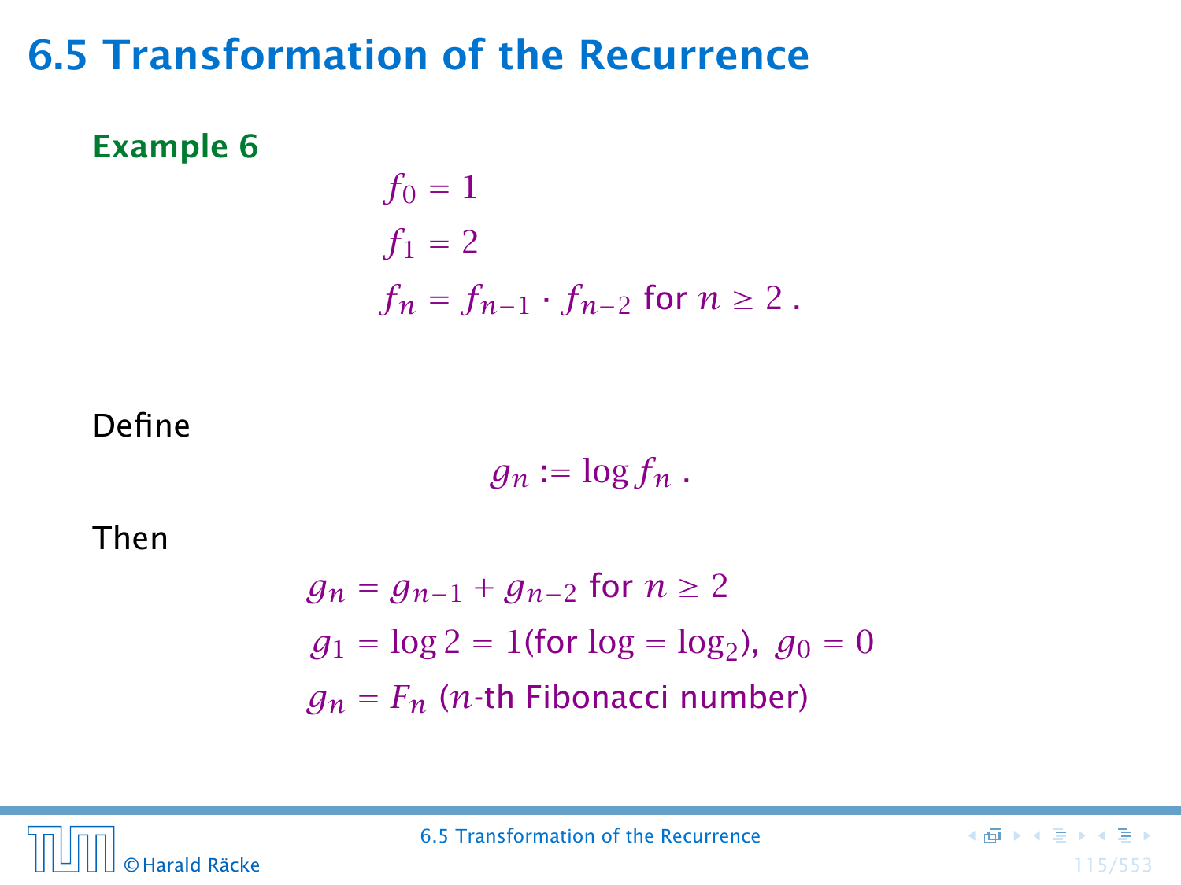# 6.5 Transformation of the Recurrence

**Example 6**

$$
\begin{aligned}
f_0 &= 1 \\
f_1 &= 2 \\
f_n &= f_{n-1} \cdot f_{n-2} \text{ for } n \geq 2 \,.
\end{aligned}
$$

Define

$$g_n := \log f_n \,.$$

Then

$$
\begin{aligned}
g_n &= g_{n-1} + g_{n-2} \text{ for } n \geq 2 \\
g_1 &= \log 2 = 1 (\text{for } \log = \log_2),\; g_0 = 0 \\
g_n &= F_n \; (n\text{-th Fibonacci number})
\end{aligned}
$$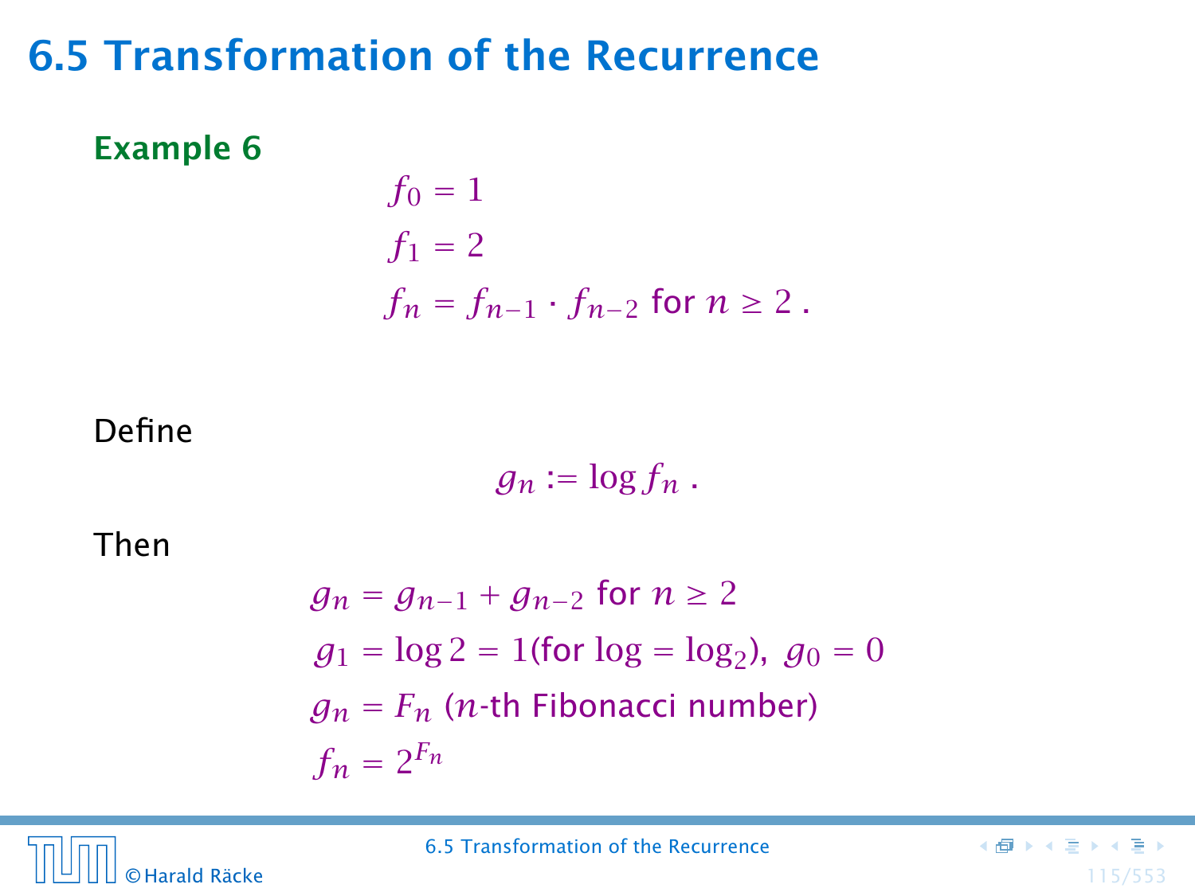# 6.5 Transformation of the Recurrence

**Example 6**

$$
\begin{aligned}
f_0 &= 1 \\
f_1 &= 2 \\
f_n &= f_{n-1} \cdot f_{n-2} \text{ for } n \geq 2 \; .
\end{aligned}
$$

Define

$$g_n := \log f_n \; .$$

Then

$$
\begin{aligned}
g_n &= g_{n-1} + g_{n-2} \text{ for } n \geq 2 \\
g_1 &= \log 2 = 1 (\text{for } \log = \log_2), \; g_0 = 0 \\
g_n &= F_n \text{ ($n$-th Fibonacci number)} \\
f_n &= 2^{F_n}
\end{aligned}
$$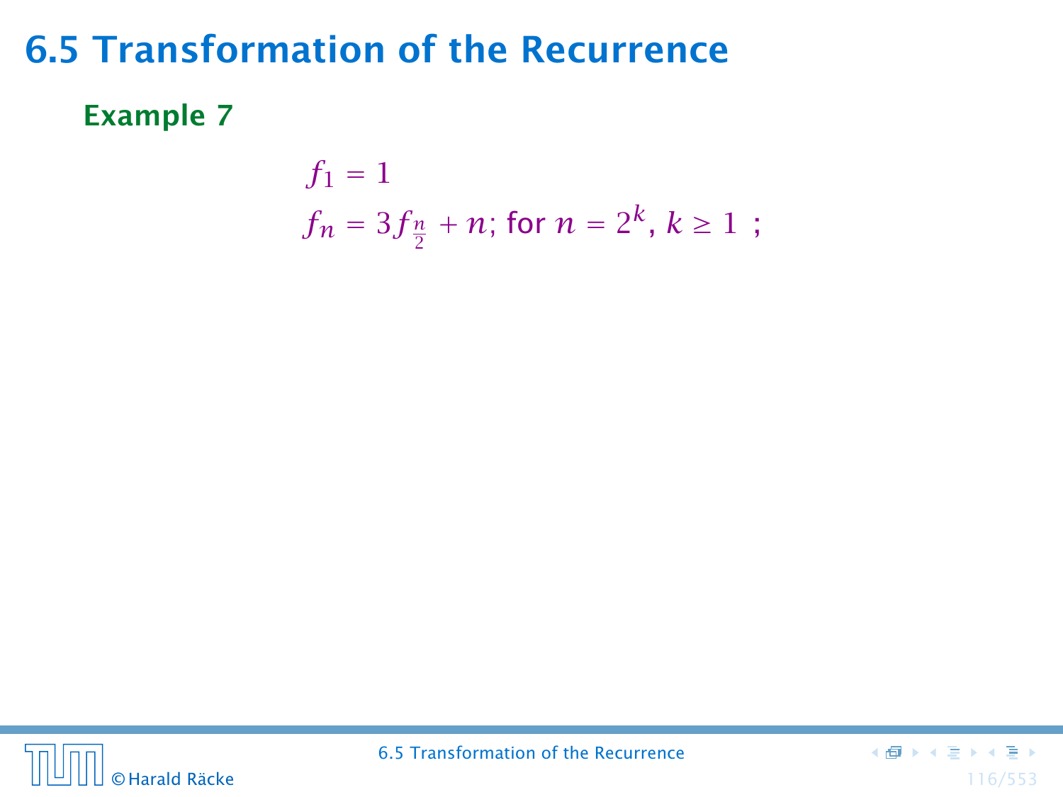## 6.5 Transformation of the Recurrence

**Example 7**

$$
\begin{aligned}
f_1 &= 1 \\
f_n &= 3f_{\frac{n}{2}} + n;\ \text{for } n = 2^k,\ k \geq 1\ ;
\end{aligned}
$$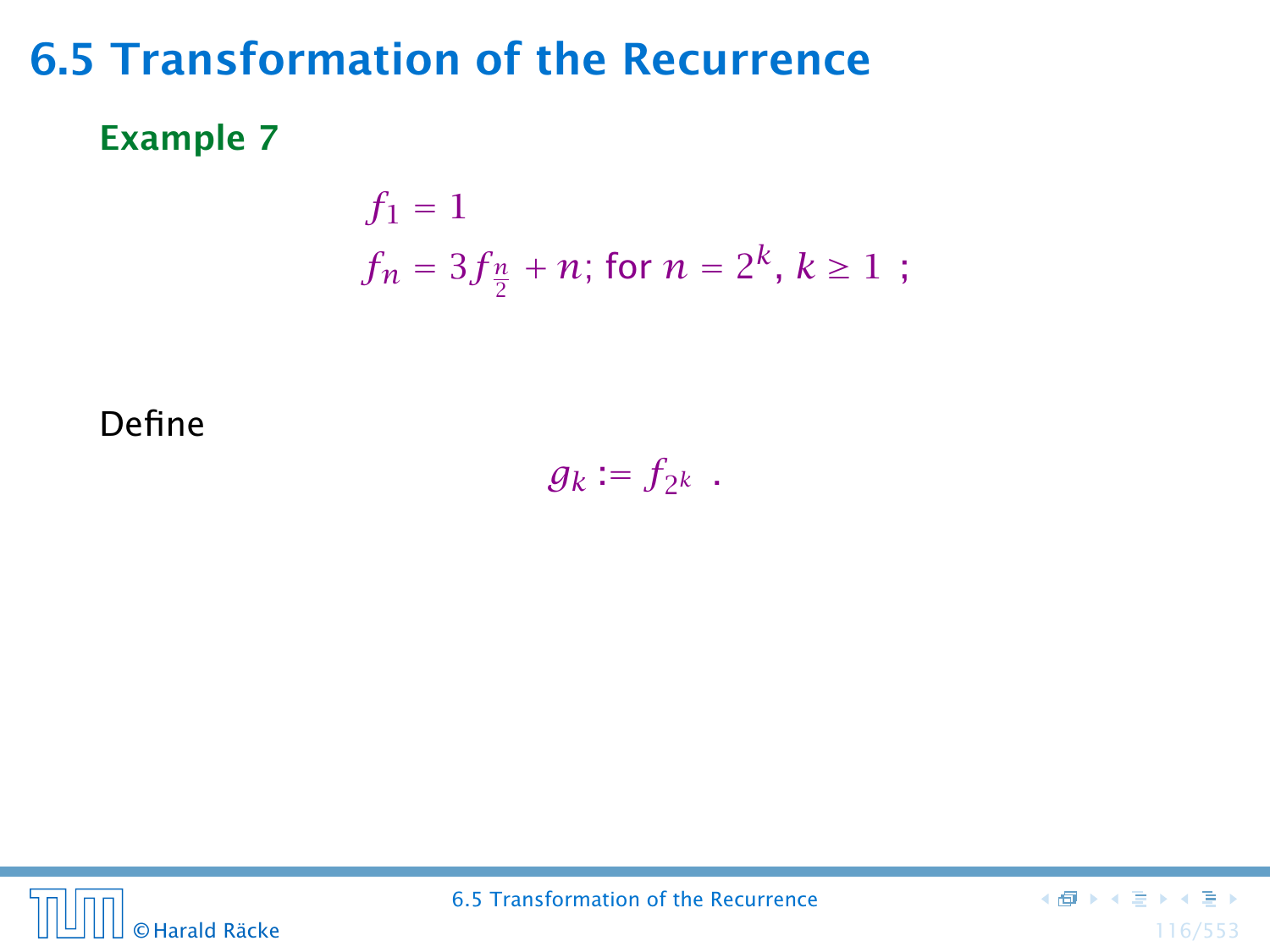# 6.5 Transformation of the Recurrence

**Example 7**

$$
\begin{aligned}
f_1 &= 1 \\
f_n &= 3f_{\frac{n}{2}} + n; \text{ for } n = 2^k,\ k \geq 1\ ;
\end{aligned}
$$

Define

$$g_k := f_{2^k}\ .$$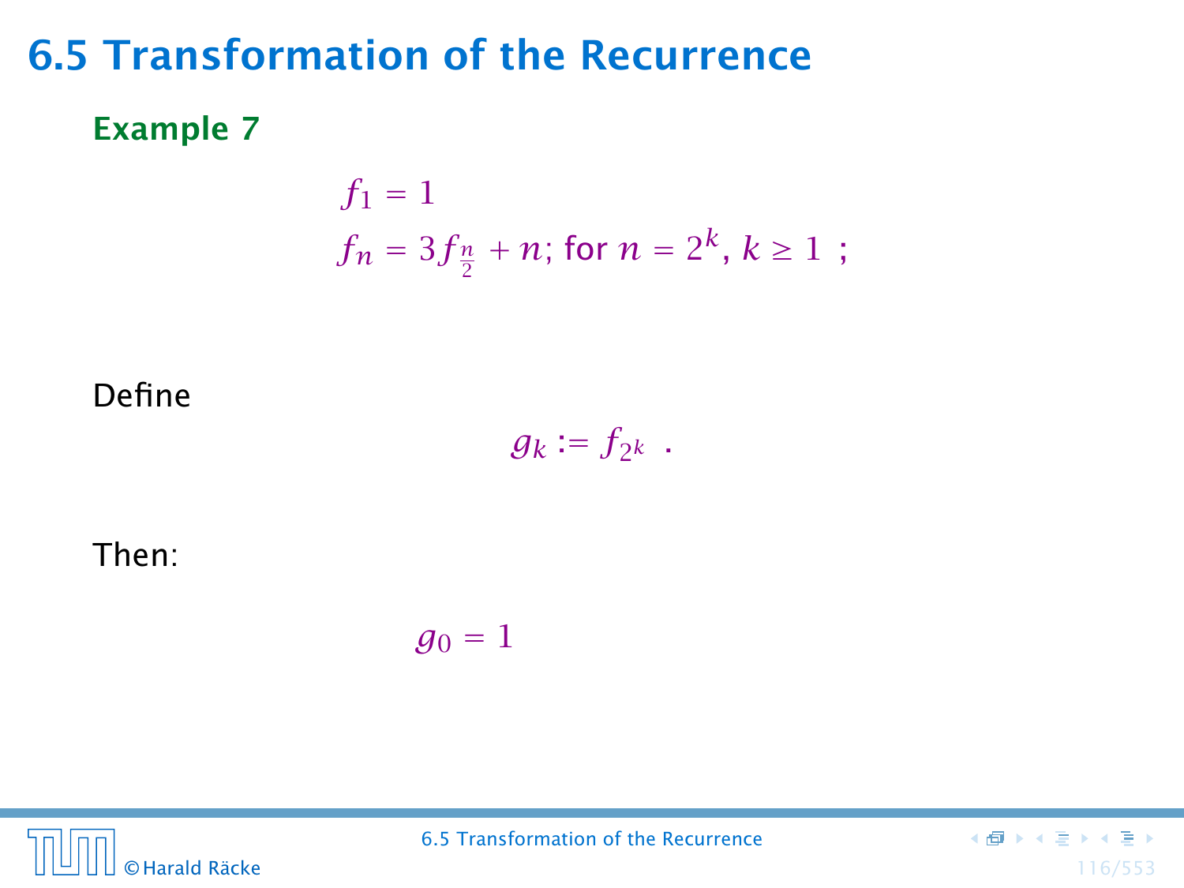# 6.5 Transformation of the Recurrence

**Example 7**

$$
\begin{aligned}
f_1 &= 1 \\
f_n &= 3f_{\frac{n}{2}} + n;\ \text{for } n = 2^k,\ k \geq 1\ ;
\end{aligned}
$$

Define

$$g_k := f_{2^k}\ .$$

Then:

$$g_0 = 1$$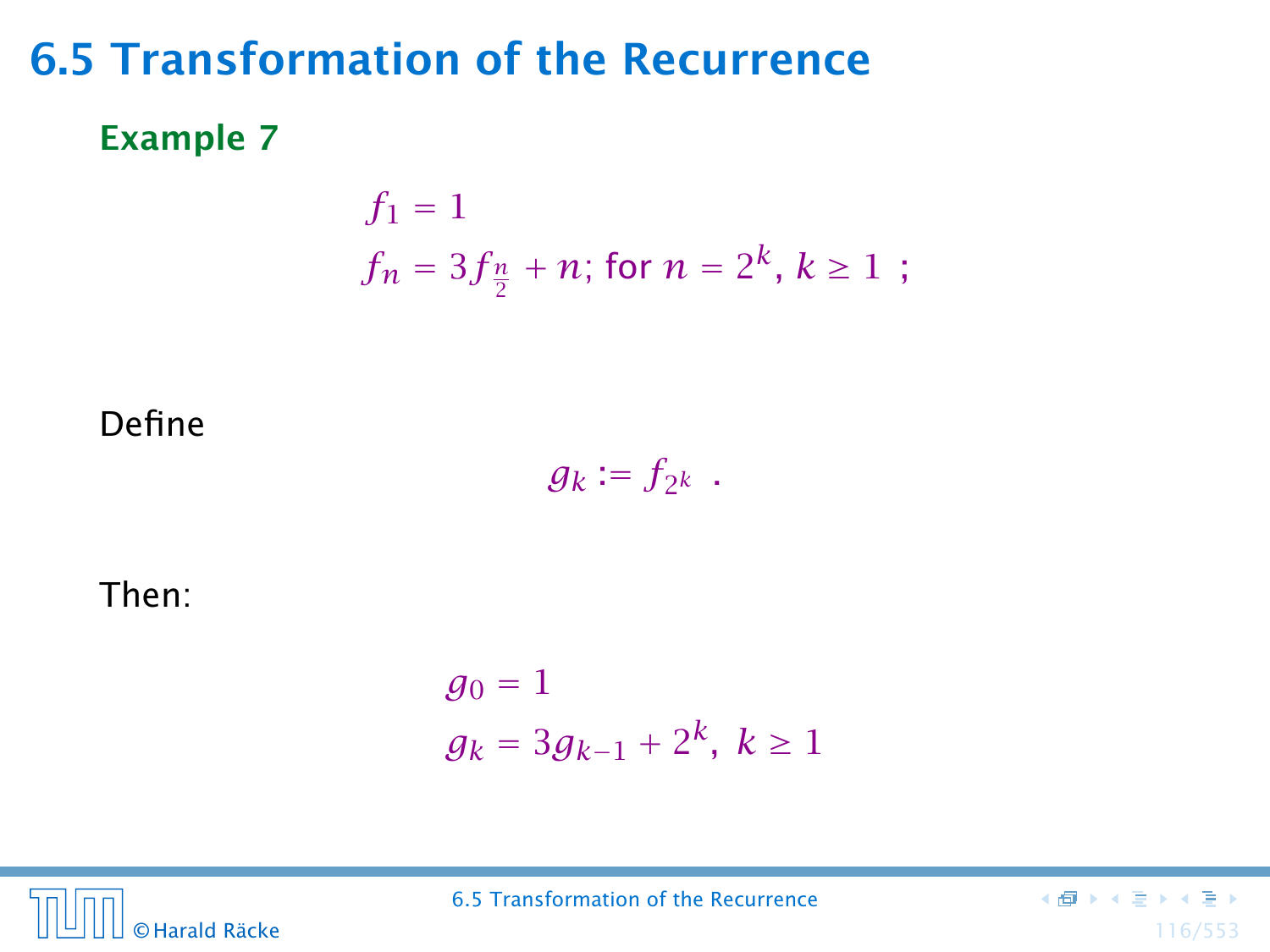# 6.5 Transformation of the Recurrence

**Example 7**

$$
\begin{aligned}
f_1 &= 1 \\
f_n &= 3f_{\frac{n}{2}} + n; \text{ for } n = 2^k, k \geq 1 \ ;
\end{aligned}
$$

Define

$$g_k := f_{2^k} \ .$$

Then:

$$
\begin{aligned}
g_0 &= 1 \\
g_k &= 3g_{k-1} + 2^k, \ k \geq 1
\end{aligned}
$$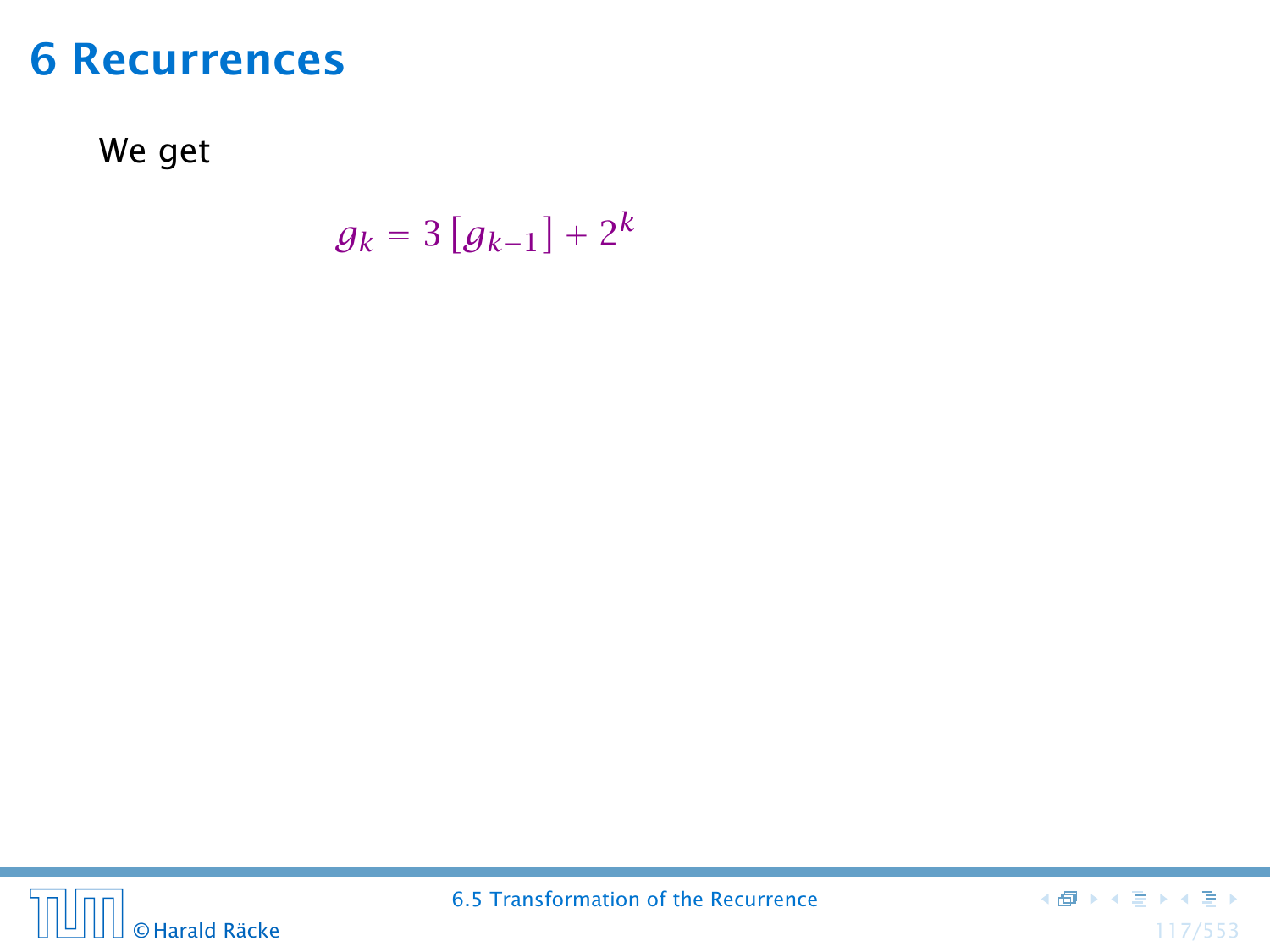# 6 Recurrences

We get

$$g_k = 3\left[g_{k-1}\right] + 2^k$$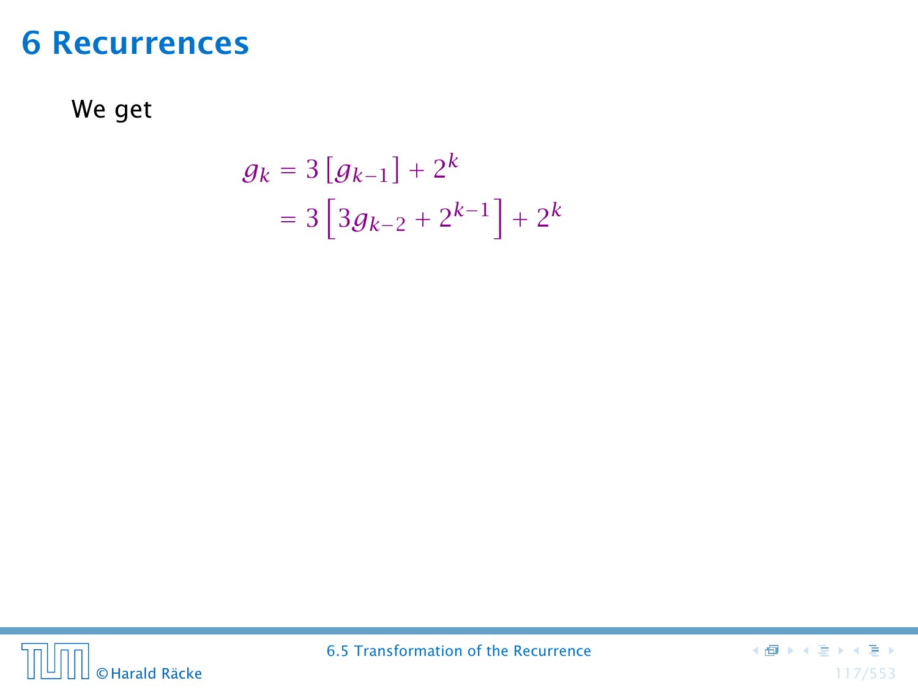# 6 Recurrences

We get

$$
\begin{aligned}
g_k &= 3\left[g_{k-1}\right] + 2^k \\
&= 3\left[3g_{k-2} + 2^{k-1}\right] + 2^k
\end{aligned}
$$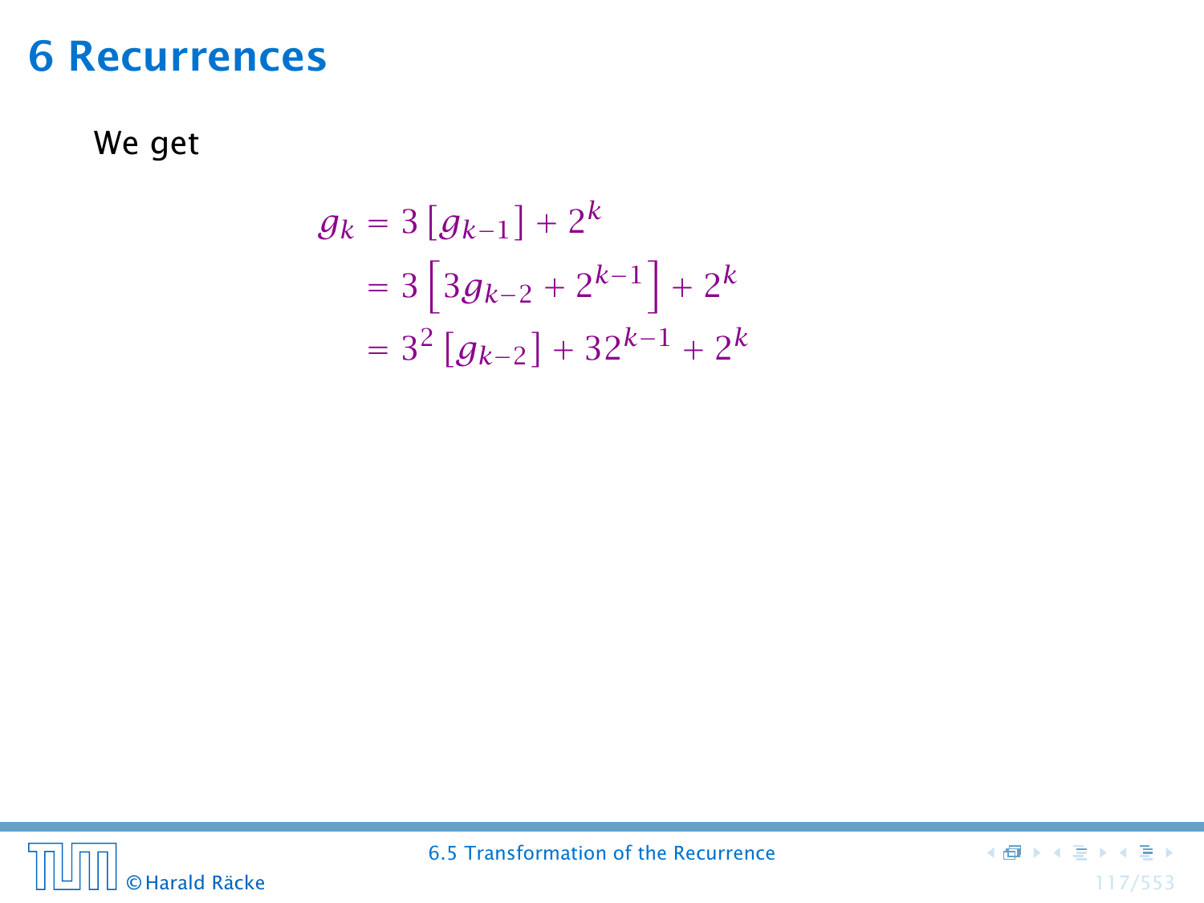# 6 Recurrences

We get

$$
\begin{aligned}
g_k &= 3\left[g_{k-1}\right] + 2^k \\
&= 3\left[3g_{k-2} + 2^{k-1}\right] + 2^k \\
&= 3^2\left[g_{k-2}\right] + 32^{k-1} + 2^k
\end{aligned}
$$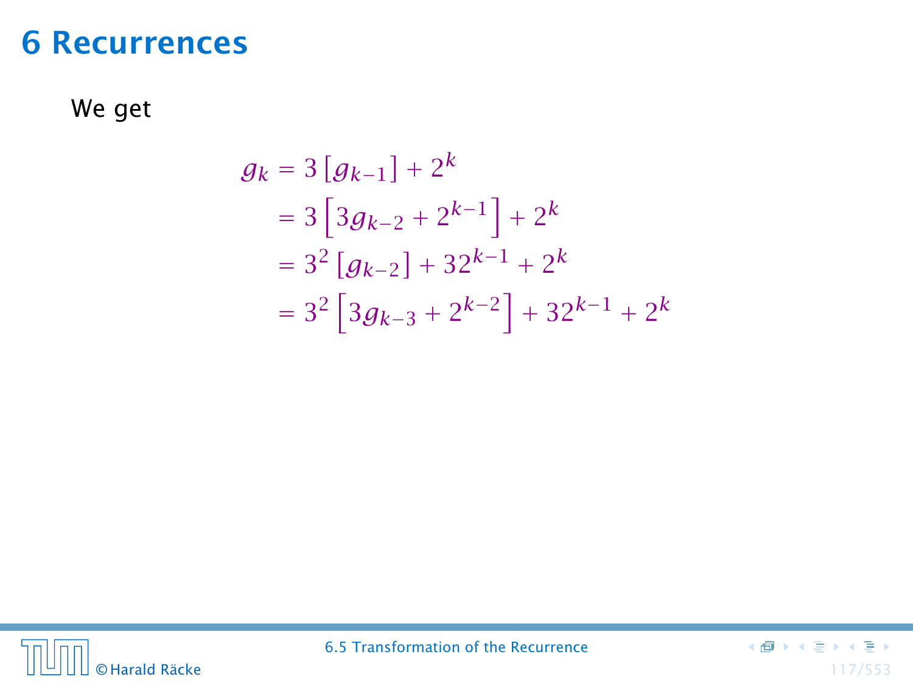# 6 Recurrences

We get

$$
\begin{aligned}
g_k &= 3\left[g_{k-1}\right] + 2^k \\
&= 3\left[3g_{k-2} + 2^{k-1}\right] + 2^k \\
&= 3^2\left[g_{k-2}\right] + 32^{k-1} + 2^k \\
&= 3^2\left[3g_{k-3} + 2^{k-2}\right] + 32^{k-1} + 2^k
\end{aligned}
$$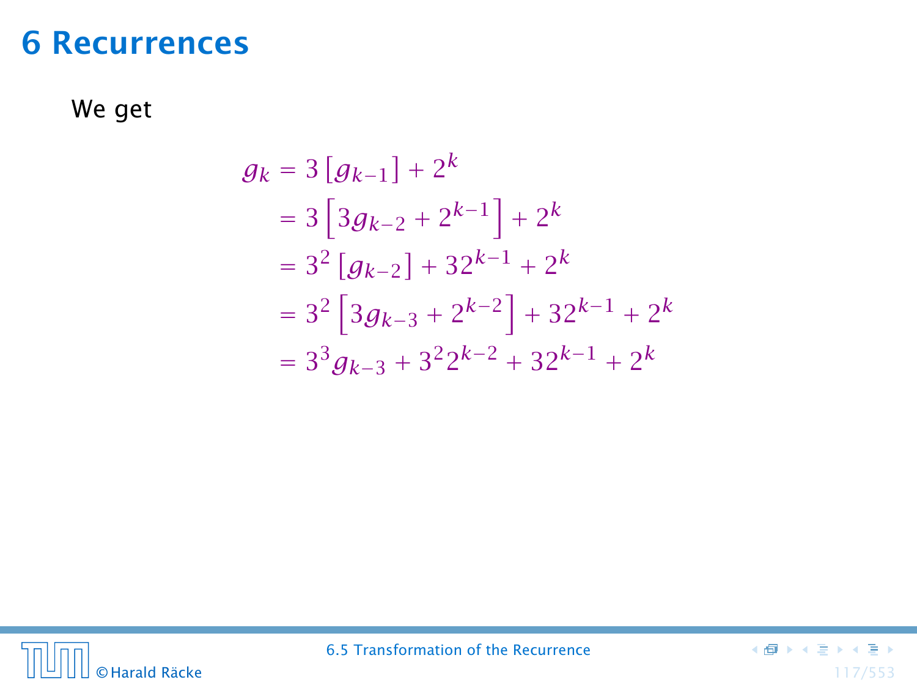# 6 Recurrences

We get

$$
\begin{aligned}
g_k &= 3\left[g_{k-1}\right] + 2^k \\
&= 3\left[3g_{k-2} + 2^{k-1}\right] + 2^k \\
&= 3^2\left[g_{k-2}\right] + 32^{k-1} + 2^k \\
&= 3^2\left[3g_{k-3} + 2^{k-2}\right] + 32^{k-1} + 2^k \\
&= 3^3 g_{k-3} + 3^2 2^{k-2} + 32^{k-1} + 2^k
\end{aligned}
$$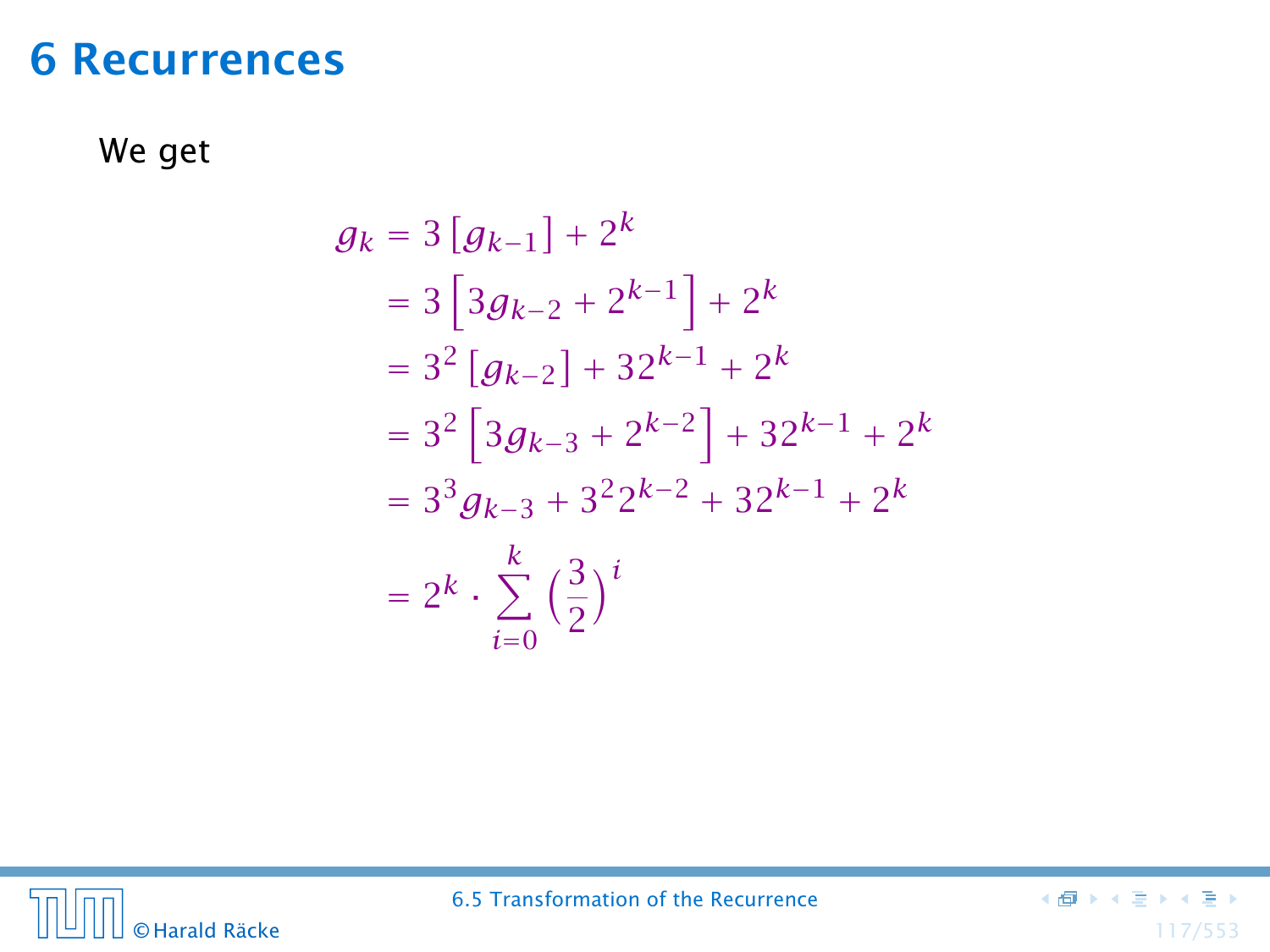# 6 Recurrences

We get

$$
\begin{aligned}
g_k &= 3\left[g_{k-1}\right] + 2^k \\
&= 3\left[3g_{k-2} + 2^{k-1}\right] + 2^k \\
&= 3^2\left[g_{k-2}\right] + 32^{k-1} + 2^k \\
&= 3^2\left[3g_{k-3} + 2^{k-2}\right] + 32^{k-1} + 2^k \\
&= 3^3 g_{k-3} + 3^2 2^{k-2} + 32^{k-1} + 2^k \\
&= 2^k \cdot \sum_{i=0}^{k} \left(\frac{3}{2}\right)^i
\end{aligned}
$$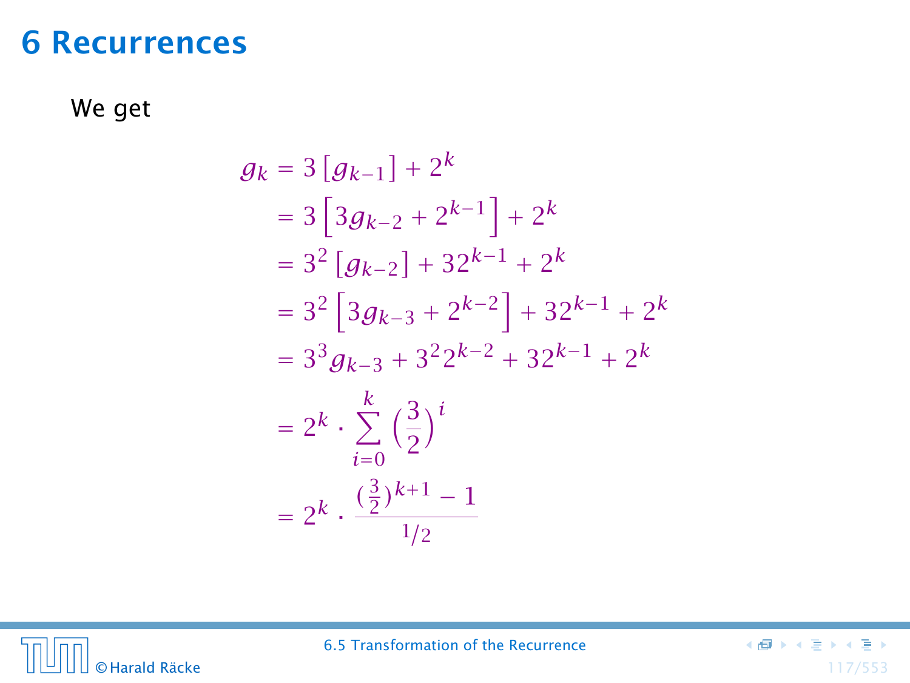# 6 Recurrences

We get

$$
\begin{aligned}
g_k &= 3\left[g_{k-1}\right] + 2^k \\
&= 3\left[3g_{k-2} + 2^{k-1}\right] + 2^k \\
&= 3^2\left[g_{k-2}\right] + 32^{k-1} + 2^k \\
&= 3^2\left[3g_{k-3} + 2^{k-2}\right] + 32^{k-1} + 2^k \\
&= 3^3 g_{k-3} + 3^2 2^{k-2} + 32^{k-1} + 2^k \\
&= 2^k \cdot \sum_{i=0}^{k} \left(\frac{3}{2}\right)^i \\
&= 2^k \cdot \frac{(\frac{3}{2})^{k+1} - 1}{1/2}
\end{aligned}
$$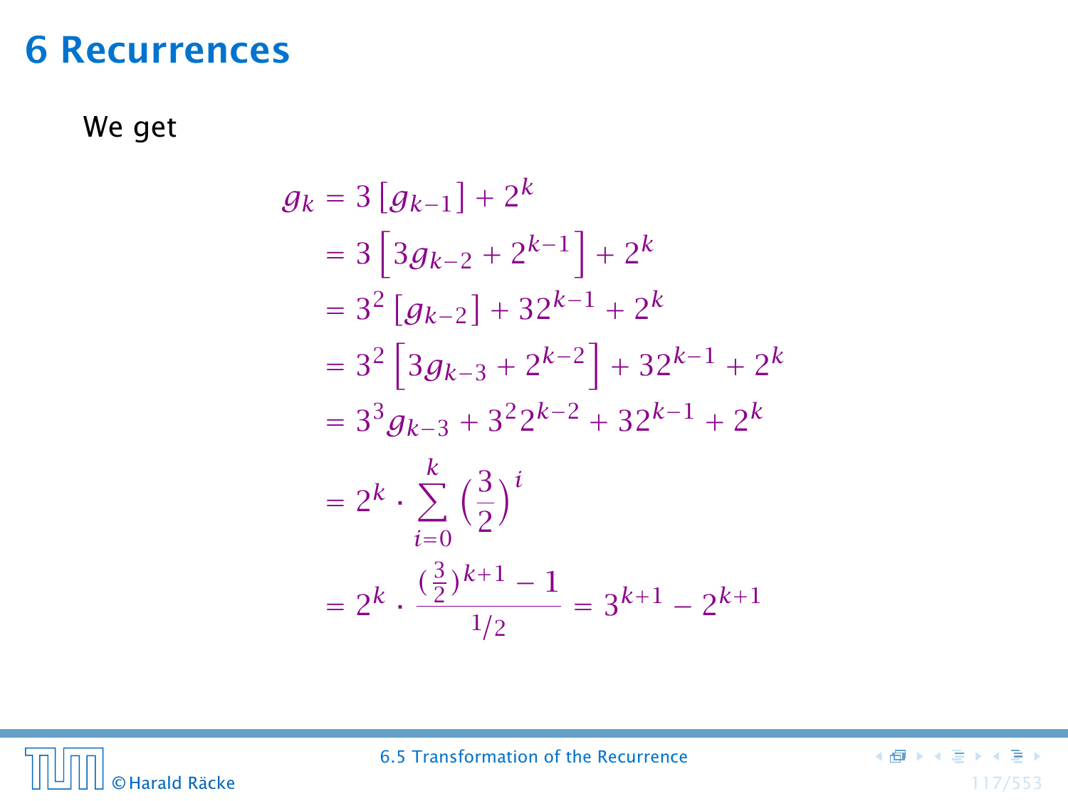# 6 Recurrences

We get

$$
\begin{aligned}
g_k &= 3\left[g_{k-1}\right] + 2^k \\
&= 3\left[3g_{k-2} + 2^{k-1}\right] + 2^k \\
&= 3^2\left[g_{k-2}\right] + 32^{k-1} + 2^k \\
&= 3^2\left[3g_{k-3} + 2^{k-2}\right] + 32^{k-1} + 2^k \\
&= 3^3 g_{k-3} + 3^2 2^{k-2} + 32^{k-1} + 2^k \\
&= 2^k \cdot \sum_{i=0}^{k} \left(\frac{3}{2}\right)^i \\
&= 2^k \cdot \frac{(\frac{3}{2})^{k+1} - 1}{1/2} = 3^{k+1} - 2^{k+1}
\end{aligned}
$$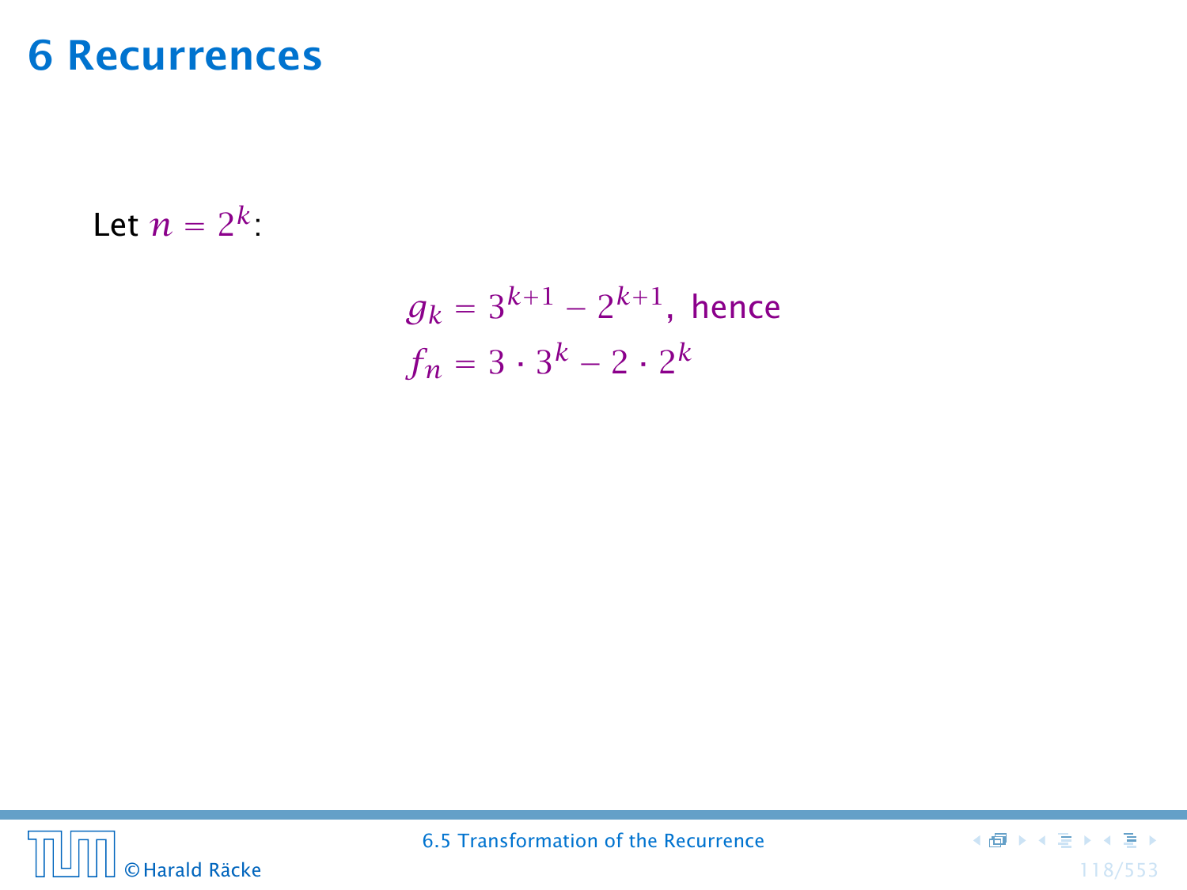# 6 Recurrences

Let $n = 2^k$:

$$g_k = 3^{k+1} - 2^{k+1}, \text{ hence}$$
$$f_n = 3 \cdot 3^k - 2 \cdot 2^k$$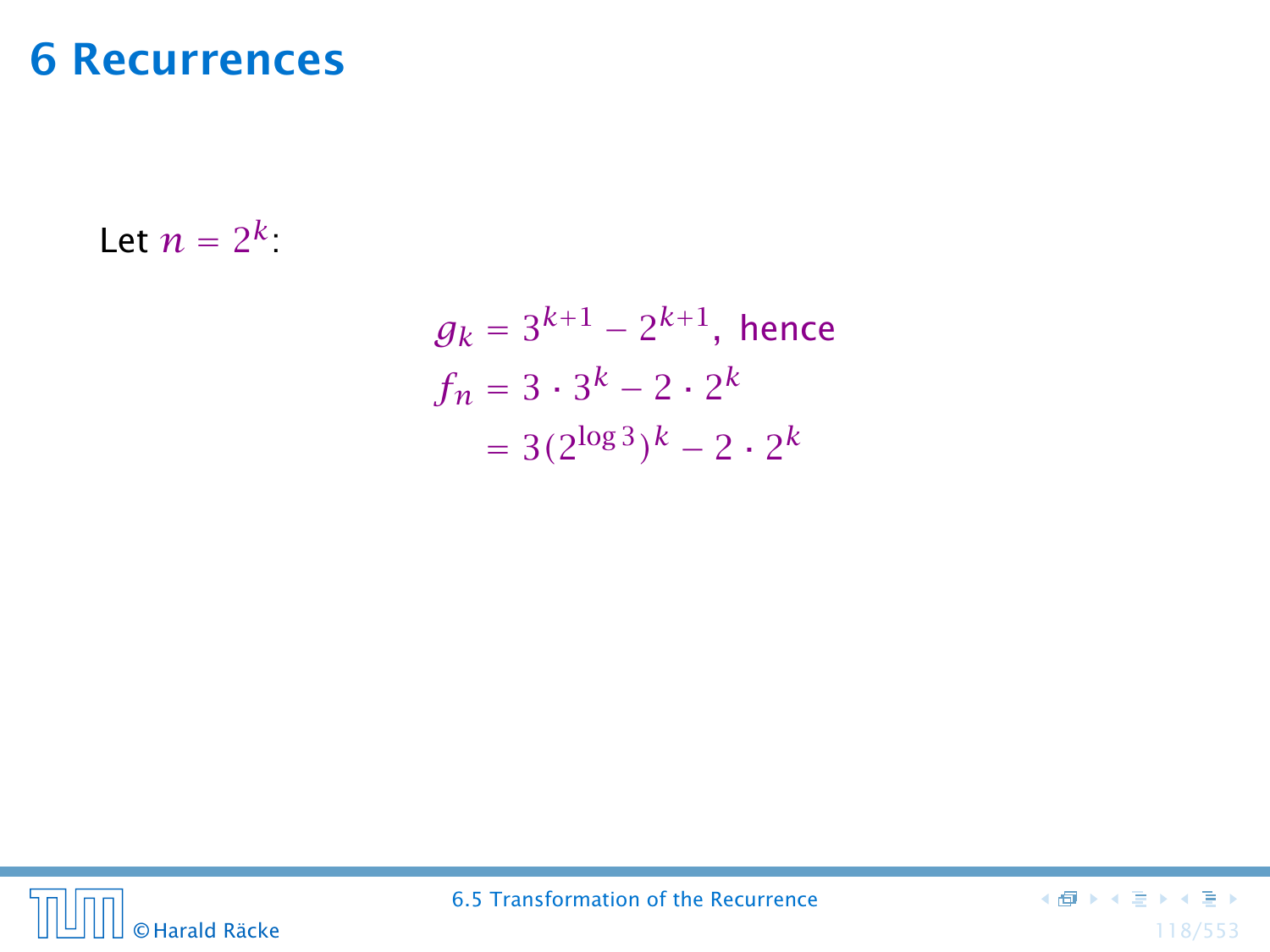# 6 Recurrences

Let $n = 2^k$:

$$
\begin{aligned}
g_k &= 3^{k+1} - 2^{k+1}, \text{ hence} \\
f_n &= 3 \cdot 3^k - 2 \cdot 2^k \\
&= 3(2^{\log 3})^k - 2 \cdot 2^k
\end{aligned}
$$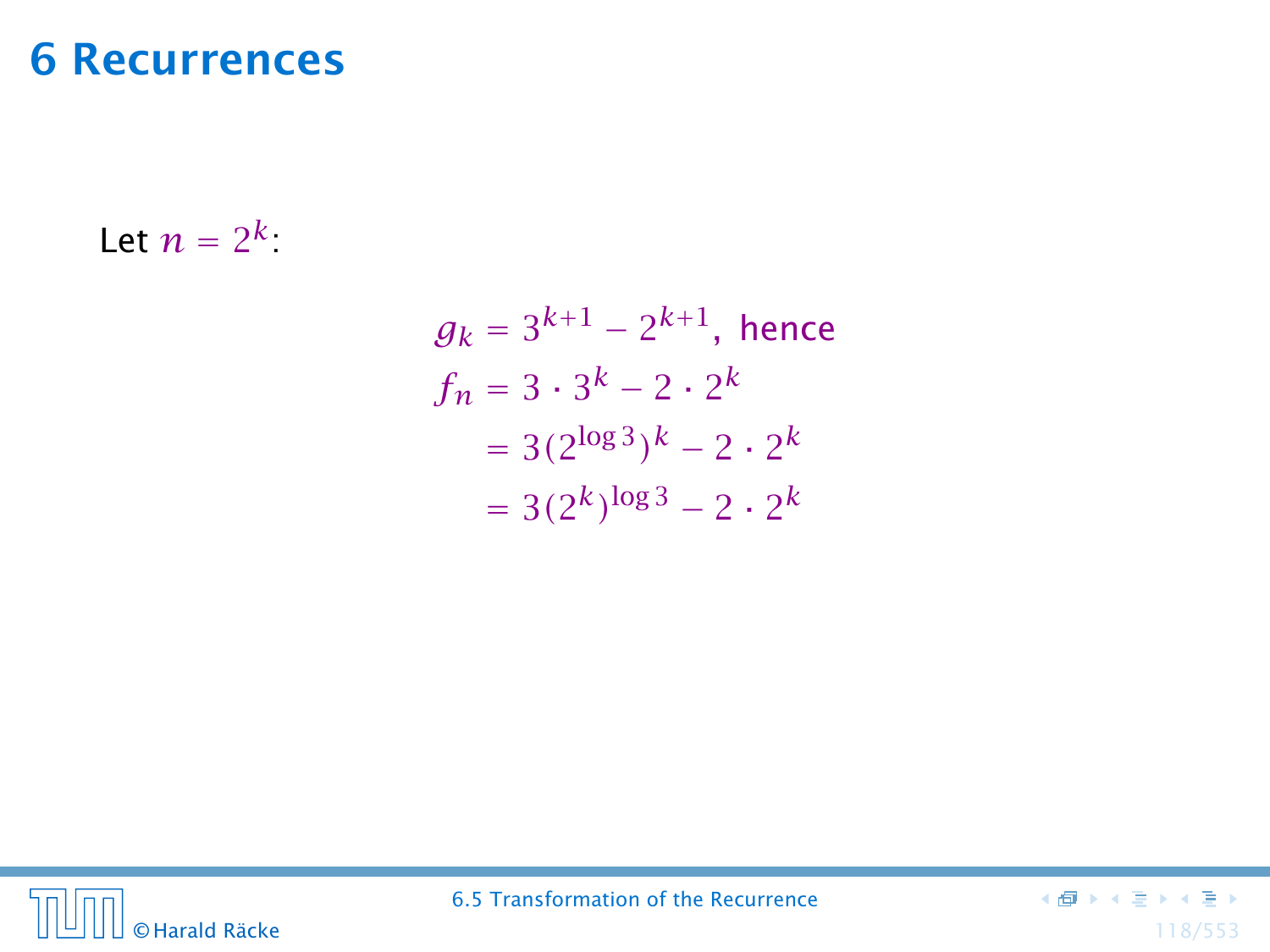# 6 Recurrences

Let $n = 2^k$:

$$
\begin{aligned}
g_k &= 3^{k+1} - 2^{k+1}, \text{ hence} \\
f_n &= 3 \cdot 3^k - 2 \cdot 2^k \\
&= 3(2^{\log 3})^k - 2 \cdot 2^k \\
&= 3(2^k)^{\log 3} - 2 \cdot 2^k
\end{aligned}
$$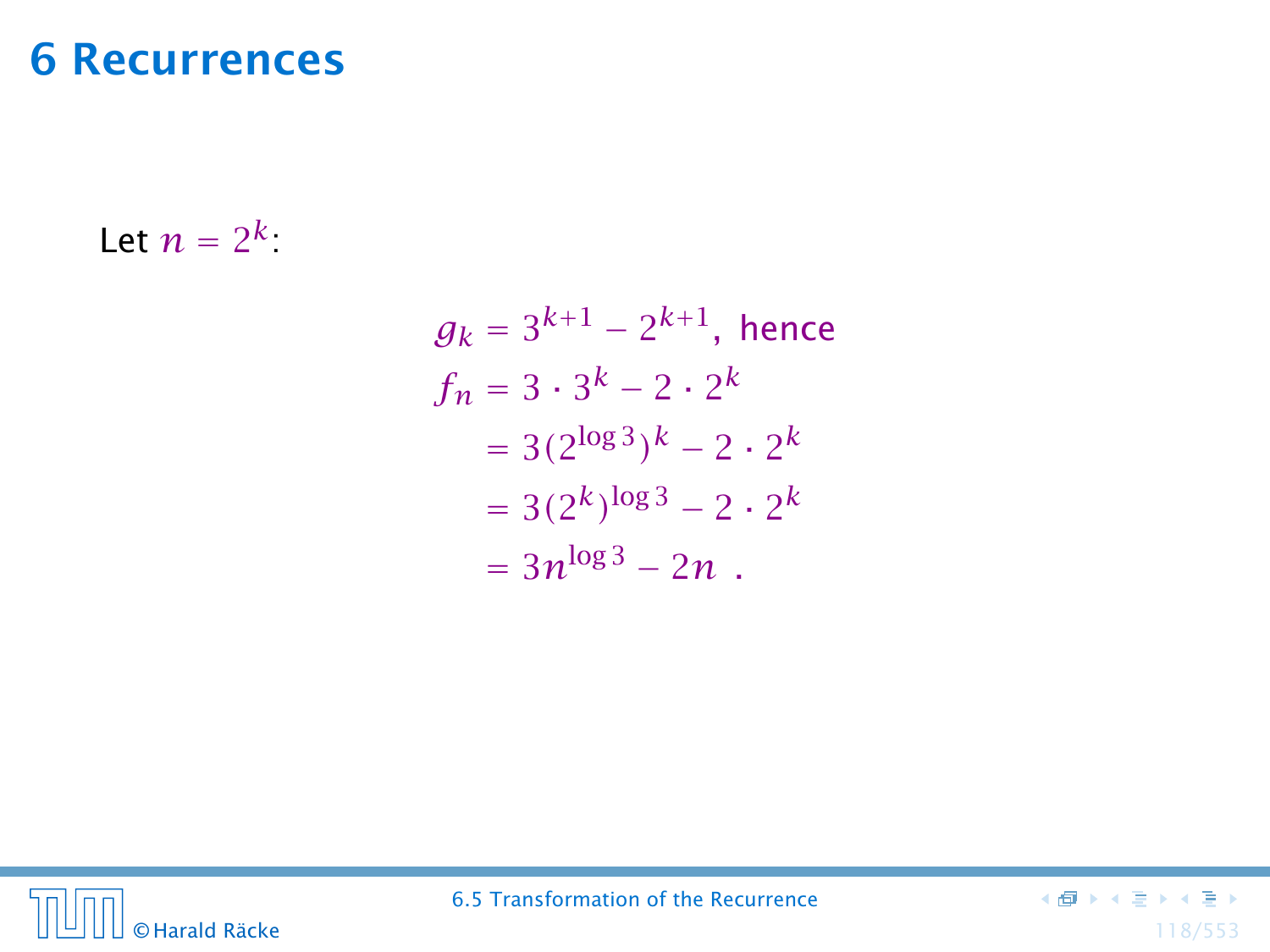# 6 Recurrences

Let $n = 2^k$:

$$
\begin{aligned}
g_k &= 3^{k+1} - 2^{k+1}, \text{ hence} \\
f_n &= 3 \cdot 3^k - 2 \cdot 2^k \\
&= 3(2^{\log 3})^k - 2 \cdot 2^k \\
&= 3(2^k)^{\log 3} - 2 \cdot 2^k \\
&= 3n^{\log 3} - 2n \ .
\end{aligned}
$$